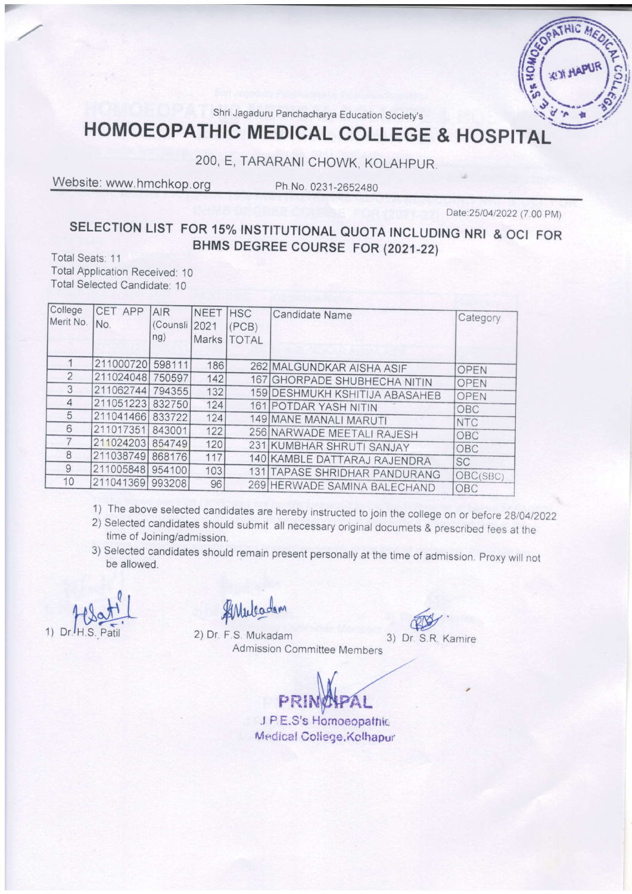Shri Jagaduru Panchacharya Education Society's

# HOMOEOPATHIC MEDICAL COLLEGE & HOSPITAL

200, E, TARARANI CHOWK, KOLAHPUR.

Website: www.hmchkop.org Ph.No. 0231-2652480

Date:25/04/2022 (7.00 PM)

## SELECTION LIST FOR 15% INSTITUTIONAL QUOTA INCLUDING NRI & OCI FOR BHMS DEGREE COURSE FOR (2021-22)

Total Seats: 11
Total Application Received: 10
Total Selected Candidate: 10

| College Merit No. | CET APP No. | AIR (Counsling) | NEET 2021 Marks | HSC (PCB) TOTAL | Candidate Name | Category |
|---|---|---|---|---|---|---|
| 1 | 211000720 | 598111 | 186 | 262 | MALGUNDKAR AISHA ASIF | OPEN |
| 2 | 211024048 | 750597 | 142 | 167 | GHORPADE SHUBHECHA NITIN | OPEN |
| 3 | 211062744 | 794355 | 132 | 159 | DESHMUKH KSHITIJA ABASAHEB | OPEN |
| 4 | 211051223 | 832750 | 124 | 161 | POTDAR YASH NITIN | OBC |
| 5 | 211041466 | 833722 | 124 | 149 | MANE MANALI MARUTI | NTC |
| 6 | 211017351 | 843001 | 122 | 256 | NARWADE MEETALI RAJESH | OBC |
| 7 | 211024203 | 854749 | 120 | 231 | KUMBHAR SHRUTI SANJAY | OBC |
| 8 | 211038749 | 868176 | 117 | 140 | KAMBLE DATTARAJ RAJENDRA | SC |
| 9 | 211005848 | 954100 | 103 | 131 | TAPASE SHRIDHAR PANDURANG | OBC(SBC) |
| 10 | 211041369 | 993208 | 96 | 269 | HERWADE SAMINA BALECHAND | OBC |

1) The above selected candidates are hereby instructed to join the college on or before 28/04/2022
2) Selected candidates should submit all necessary original documets & prescribed fees at the time of Joining/admission.
3) Selected candidates should remain present personally at the time of admission. Proxy will not be allowed.

1) Dr. H.S. Patil 2) Dr. F.S. Mukadam 3) Dr. S.R. Kamire

Admission Committee Members

PRINCIPAL
J.P.E.S's Homoeopathic Medical College, Kolhapur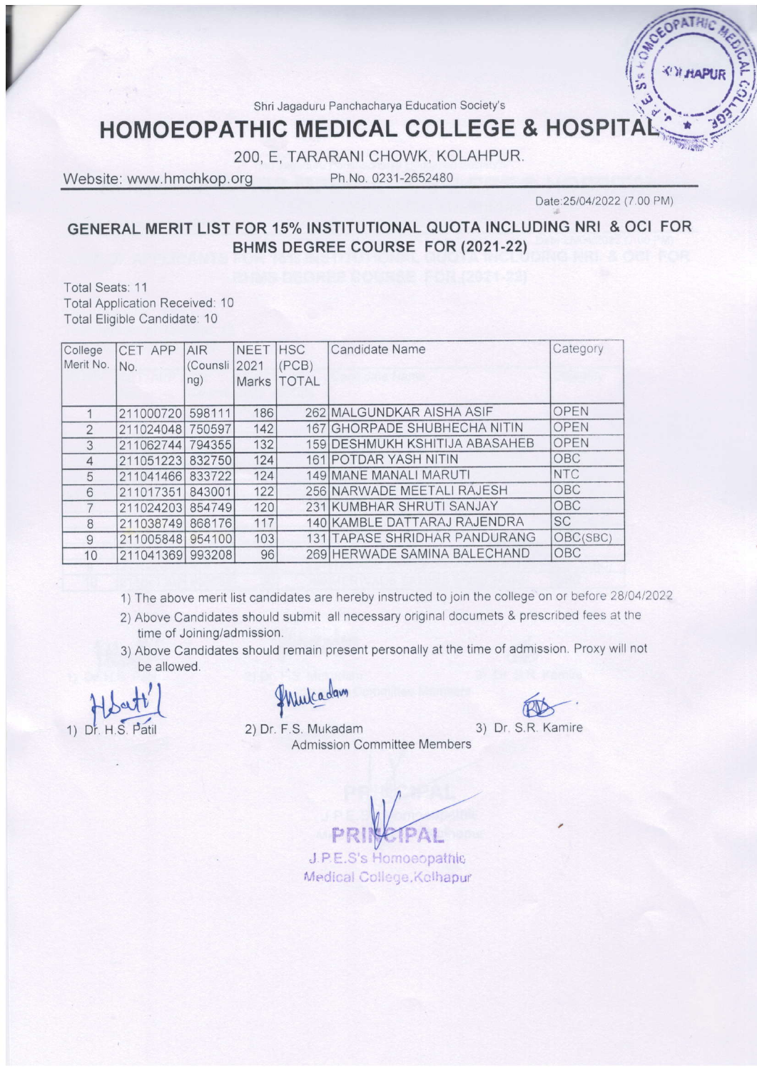Shri Jagaduru Panchacharya Education Society's

# HOMOEOPATHIC MEDICAL COLLEGE & HOSPITAL

200, E, TARARANI CHOWK, KOLAHPUR.

Website: www.hmchkop.org Ph.No. 0231-2652480

Date:25/04/2022 (7.00 PM)

## GENERAL MERIT LIST FOR 15% INSTITUTIONAL QUOTA INCLUDING NRI & OCI FOR BHMS DEGREE COURSE FOR (2021-22)

Total Seats: 11
Total Application Received: 10
Total Eligible Candidate: 10

| College Merit No. | CET APP No. | AIR (Counsling) | NEET 2021 Marks | HSC (PCB) TOTAL | Candidate Name | Category |
|---|---|---|---|---|---|---|
| 1 | 211000720 | 598111 | 186 | 262 | MALGUNDKAR AISHA ASIF | OPEN |
| 2 | 211024048 | 750597 | 142 | 167 | GHORPADE SHUBHECHA NITIN | OPEN |
| 3 | 211062744 | 794355 | 132 | 159 | DESHMUKH KSHITIJA ABASAHEB | OPEN |
| 4 | 211051223 | 832750 | 124 | 161 | POTDAR YASH NITIN | OBC |
| 5 | 211041466 | 833722 | 124 | 149 | MANE MANALI MARUTI | NTC |
| 6 | 211017351 | 843001 | 122 | 256 | NARWADE MEETALI RAJESH | OBC |
| 7 | 211024203 | 854749 | 120 | 231 | KUMBHAR SHRUTI SANJAY | OBC |
| 8 | 211038749 | 868176 | 117 | 140 | KAMBLE DATTARAJ RAJENDRA | SC |
| 9 | 211005848 | 954100 | 103 | 131 | TAPASE SHRIDHAR PANDURANG | OBC(SBC) |
| 10 | 211041369 | 993208 | 96 | 269 | HERWADE SAMINA BALECHAND | OBC |

1) The above merit list candidates are hereby instructed to join the college on or before 28/04/2022
2) Above Candidates should submit all necessary original documets & prescribed fees at the time of Joining/admission.
3) Above Candidates should remain present personally at the time of admission. Proxy will not be allowed.

1) Dr. H.S. Patil 2) Dr. F.S. Mukadam 3) Dr. S.R. Kamire

Admission Committee Members

PRINCIPAL
J.P.E.S's Homoeopathic Medical College,Kolhapur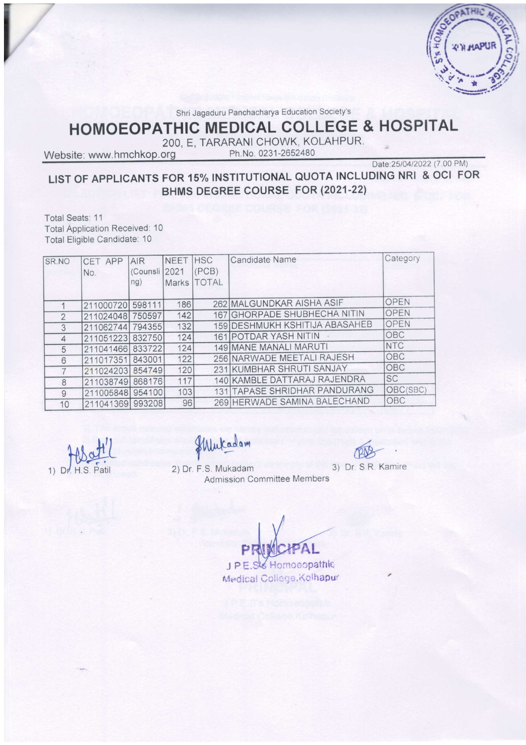Shri Jagaduru Panchacharya Education Society's

# HOMOEOPATHIC MEDICAL COLLEGE & HOSPITAL

200, E, TARARANI CHOWK, KOLHAPUR.

Website: www.hmchkop.org Ph.No. 0231-2652480

Date:25/04/2022 (7.00 PM)

## LIST OF APPLICANTS FOR 15% INSTITUTIONAL QUOTA INCLUDING NRI & OCI FOR BHMS DEGREE COURSE FOR (2021-22)

Total Seats: 11
Total Application Received: 10
Total Eligible Candidate: 10

| SR.NO | CET APP No. | AIR (Counsling) | NEET 2021 Marks | HSC (PCB) TOTAL | Candidate Name | Category |
|---|---|---|---|---|---|---|
| 1 | 211000720 | 598111 | 186 | 262 | MALGUNDKAR AISHA ASIF | OPEN |
| 2 | 211024048 | 750597 | 142 | 167 | GHORPADE SHUBHECHA NITIN | OPEN |
| 3 | 211062744 | 794355 | 132 | 159 | DESHMUKH KSHITIJA ABASAHEB | OPEN |
| 4 | 211051223 | 832750 | 124 | 161 | POTDAR YASH NITIN | OBC |
| 5 | 211041466 | 833722 | 124 | 149 | MANE MANALI MARUTI | NTC |
| 6 | 211017351 | 843001 | 122 | 256 | NARWADE MEETALI RAJESH | OBC |
| 7 | 211024203 | 854749 | 120 | 231 | KUMBHAR SHRUTI SANJAY | OBC |
| 8 | 211038749 | 868176 | 117 | 140 | KAMBLE DATTARAJ RAJENDRA | SC |
| 9 | 211005848 | 954100 | 103 | 131 | TAPASE SHRIDHAR PANDURANG | OBC(SBC) |
| 10 | 211041369 | 993208 | 96 | 269 | HERWADE SAMINA BALECHAND | OBC |

1) Dr. H.S. Patil 2) Dr. F.S. Mukadam 3) Dr. S.R. Kamire

Admission Committee Members

PRINCIPAL
J P.E.S's Homoeopathic
Medical College, Kolhapur